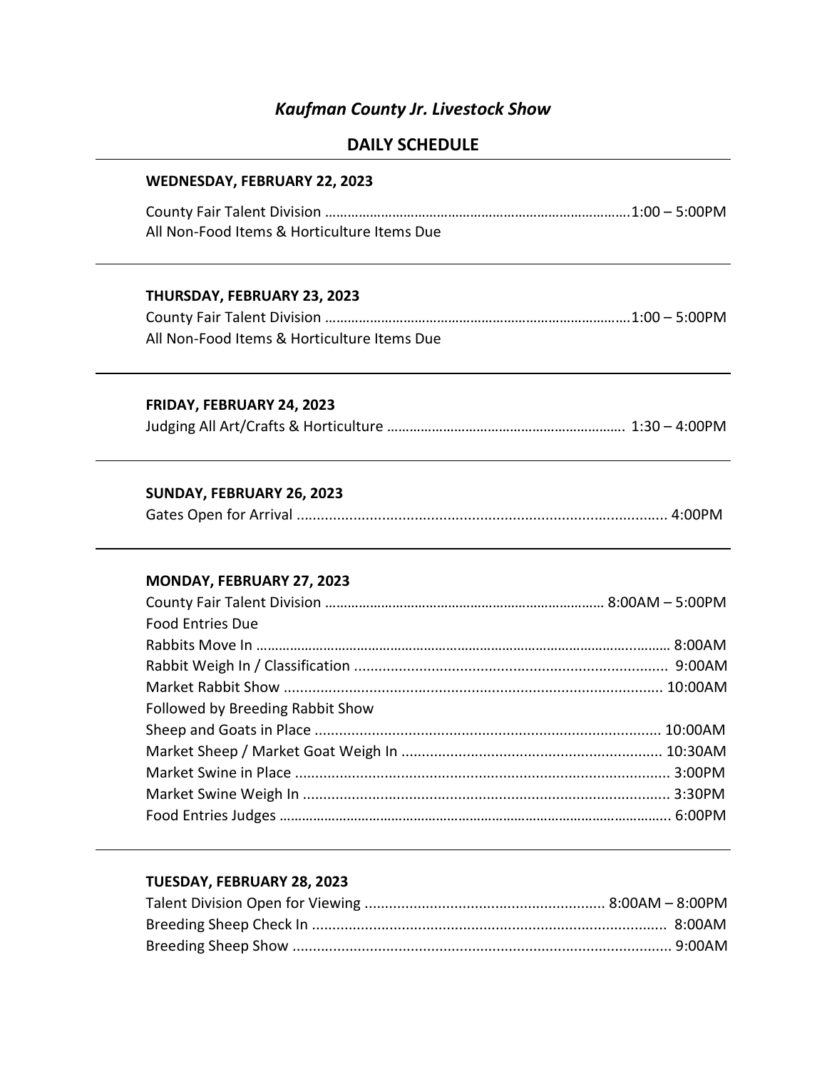*Kaufman County Jr. Livestock Show*

## DAILY SCHEDULE

### WEDNESDAY, FEBRUARY 22, 2023

County Fair Talent Division ……………………………………………………………………….1:00 – 5:00PM
All Non-Food Items & Horticulture Items Due

### THURSDAY, FEBRUARY 23, 2023

County Fair Talent Division ……………………………………………………………………….1:00 – 5:00PM
All Non-Food Items & Horticulture Items Due

### FRIDAY, FEBRUARY 24, 2023

Judging All Art/Crafts & Horticulture ……………………………………………………. 1:30 – 4:00PM

### SUNDAY, FEBRUARY 26, 2023

Gates Open for Arrival ........................................................................................... 4:00PM

### MONDAY, FEBRUARY 27, 2023

County Fair Talent Division ………………………………………………………………… 8:00AM – 5:00PM
Food Entries Due
Rabbits Move In ……………………………………………………………………………………………… 8:00AM
Rabbit Weigh In / Classification ............................................................................ 9:00AM
Market Rabbit Show ............................................................................................ 10:00AM
Followed by Breeding Rabbit Show
Sheep and Goats in Place .................................................................................... 10:00AM
Market Sheep / Market Goat Weigh In ............................................................... 10:30AM
Market Swine in Place ........................................................................................... 3:00PM
Market Swine Weigh In ......................................................................................... 3:30PM
Food Entries Judges ……………………………………………………………………………………….. 6:00PM

### TUESDAY, FEBRUARY 28, 2023

Talent Division Open for Viewing .......................................................... 8:00AM – 8:00PM
Breeding Sheep Check In ...................................................................................... 8:00AM
Breeding Sheep Show ............................................................................................ 9:00AM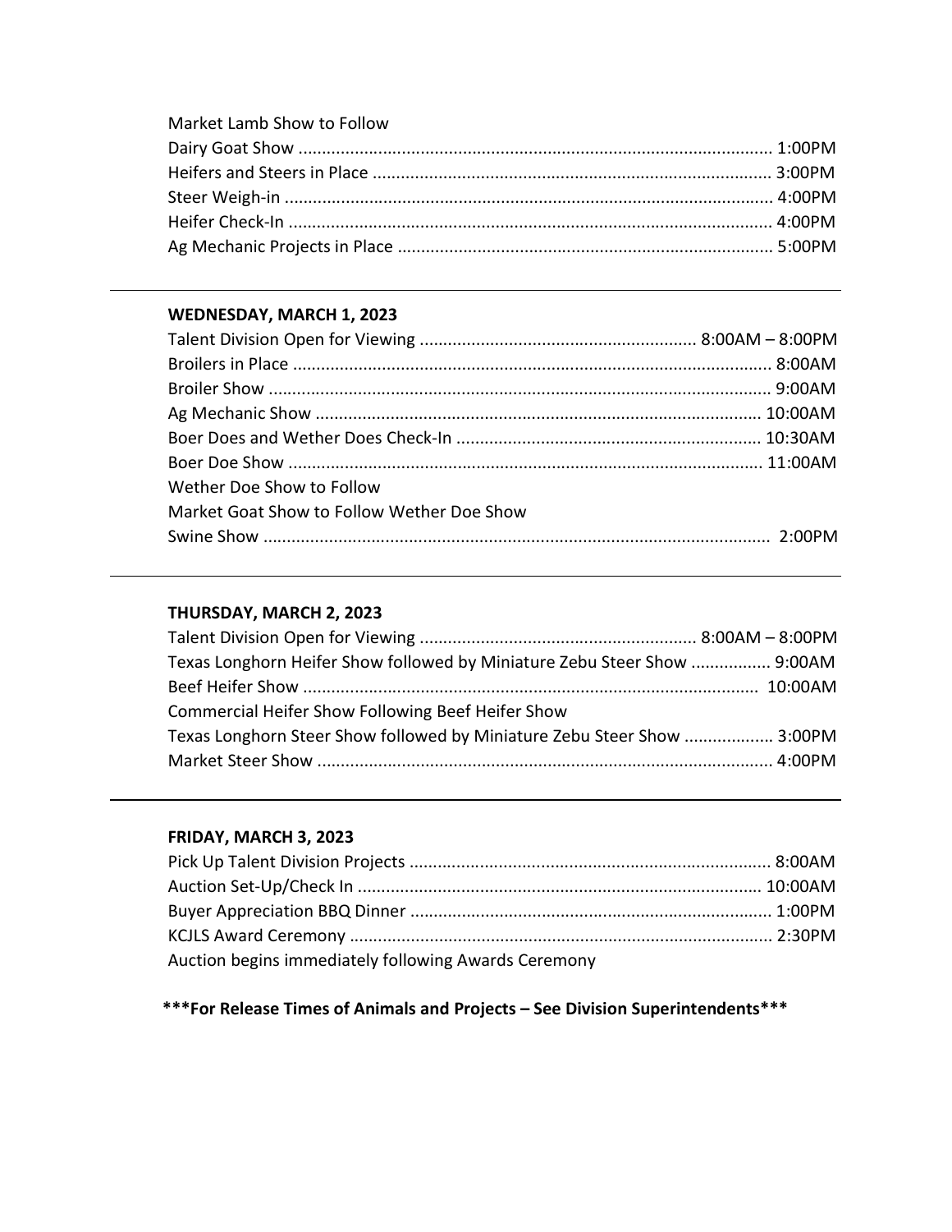Market Lamb Show to Follow
Dairy Goat Show .................................................................................................... 1:00PM
Heifers and Steers in Place .................................................................................... 3:00PM
Steer Weigh-in ....................................................................................................... 4:00PM
Heifer Check-In ...................................................................................................... 4:00PM
Ag Mechanic Projects in Place ............................................................................... 5:00PM

---

**WEDNESDAY, MARCH 1, 2023**

Talent Division Open for Viewing ........................................................... 8:00AM – 8:00PM
Broilers in Place ..................................................................................................... 8:00AM
Broiler Show .......................................................................................................... 9:00AM
Ag Mechanic Show .............................................................................................. 10:00AM
Boer Does and Wether Does Check-In ................................................................ 10:30AM
Boer Doe Show .................................................................................................... 11:00AM
Wether Doe Show to Follow
Market Goat Show to Follow Wether Doe Show
Swine Show ........................................................................................................... 2:00PM

---

**THURSDAY, MARCH 2, 2023**

Talent Division Open for Viewing ........................................................... 8:00AM – 8:00PM
Texas Longhorn Heifer Show followed by Miniature Zebu Steer Show ................. 9:00AM
Beef Heifer Show ................................................................................................ 10:00AM
Commercial Heifer Show Following Beef Heifer Show
Texas Longhorn Steer Show followed by Miniature Zebu Steer Show ................... 3:00PM
Market Steer Show ................................................................................................ 4:00PM

---

**FRIDAY, MARCH 3, 2023**

Pick Up Talent Division Projects ............................................................................ 8:00AM
Auction Set-Up/Check In ..................................................................................... 10:00AM
Buyer Appreciation BBQ Dinner ............................................................................ 1:00PM
KCJLS Award Ceremony ......................................................................................... 2:30PM
Auction begins immediately following Awards Ceremony

**\*\*\*For Release Times of Animals and Projects – See Division Superintendents\*\*\***